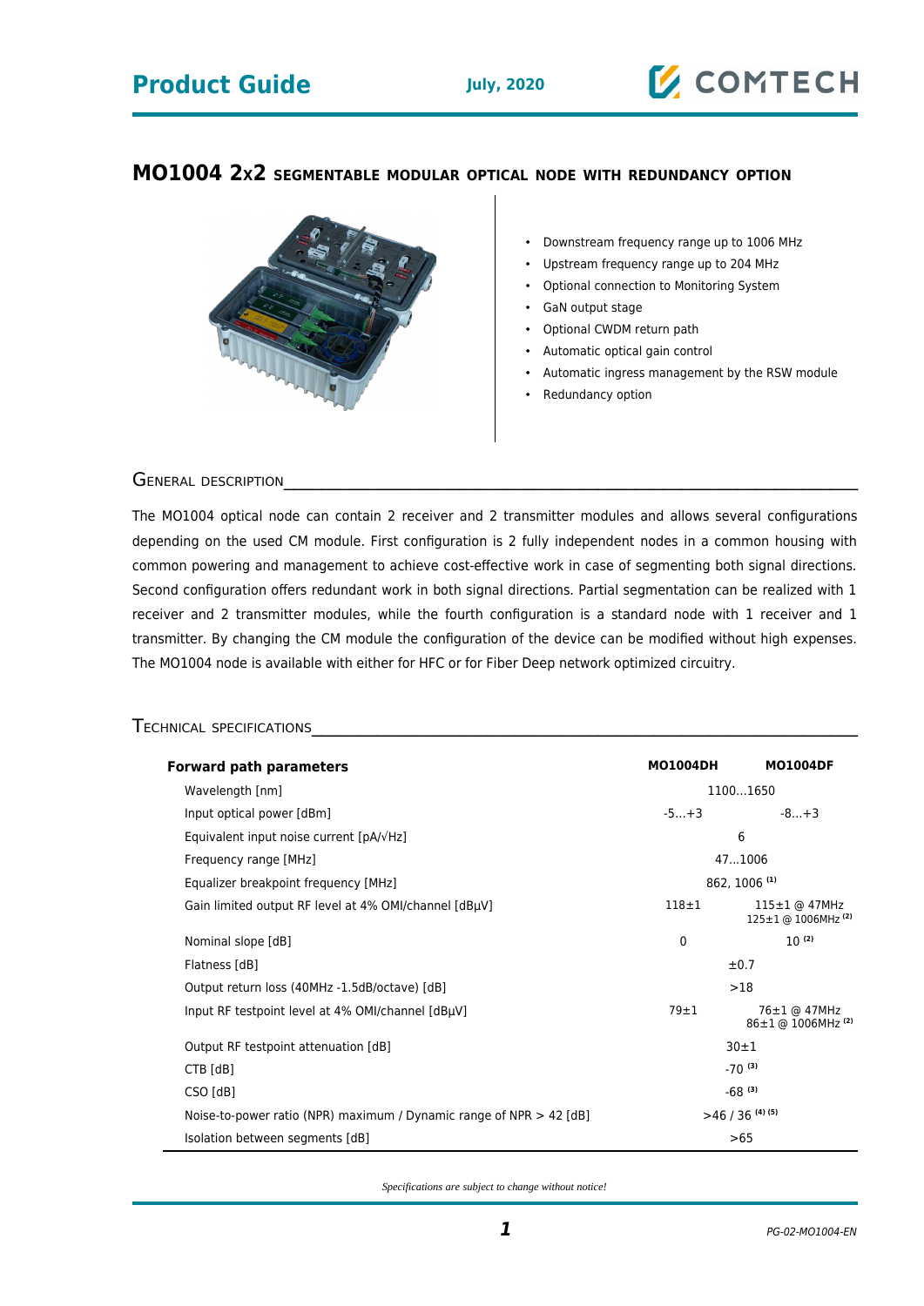# MO1004 2x2 SEGMENTABLE MODULAR OPTICAL NODE WITH REDUNDANCY OPTION

- Downstream frequency range up to 1006 MHz
- Upstream frequency range up to 204 MHz
- Optional connection to Monitoring System
- GaN output stage
- Optional CWDM return path
- Automatic optical gain control
- Automatic ingress management by the RSW module
- Redundancy option

## GENERAL DESCRIPTION

The MO1004 optical node can contain 2 receiver and 2 transmitter modules and allows several configurations depending on the used CM module. First configuration is 2 fully independent nodes in a common housing with common powering and management to achieve cost-effective work in case of segmenting both signal directions. Second configuration offers redundant work in both signal directions. Partial segmentation can be realized with 1 receiver and 2 transmitter modules, while the fourth configuration is a standard node with 1 receiver and 1 transmitter. By changing the CM module the configuration of the device can be modified without high expenses. The MO1004 node is available with either for HFC or for Fiber Deep network optimized circuitry.

## TECHNICAL SPECIFICATIONS

| Forward path parameters | MO1004DH | MO1004DF |
|---|---|---|
| Wavelength [nm] | 1100…1650 | |
| Input optical power [dBm] | -5…+3 | -8…+3 |
| Equivalent input noise current [pA/√Hz] | 6 | |
| Frequency range [MHz] | 47…1006 | |
| Equalizer breakpoint frequency [MHz] | 862, 1006 (1) | |
| Gain limited output RF level at 4% OMI/channel [dBµV] | 118±1 | 115±1 @ 47MHz<br>125±1 @ 1006MHz (2) |
| Nominal slope [dB] | 0 | 10 (2) |
| Flatness [dB] | ±0.7 | |
| Output return loss (40MHz -1.5dB/octave) [dB] | >18 | |
| Input RF testpoint level at 4% OMI/channel [dBµV] | 79±1 | 76±1 @ 47MHz<br>86±1 @ 1006MHz (2) |
| Output RF testpoint attenuation [dB] | 30±1 | |
| CTB [dB] | -70 (3) | |
| CSO [dB] | -68 (3) | |
| Noise-to-power ratio (NPR) maximum / Dynamic range of NPR > 42 [dB] | >46 / 36 (4) (5) | |
| Isolation between segments [dB] | >65 | |

*Specifications are subject to change without notice!*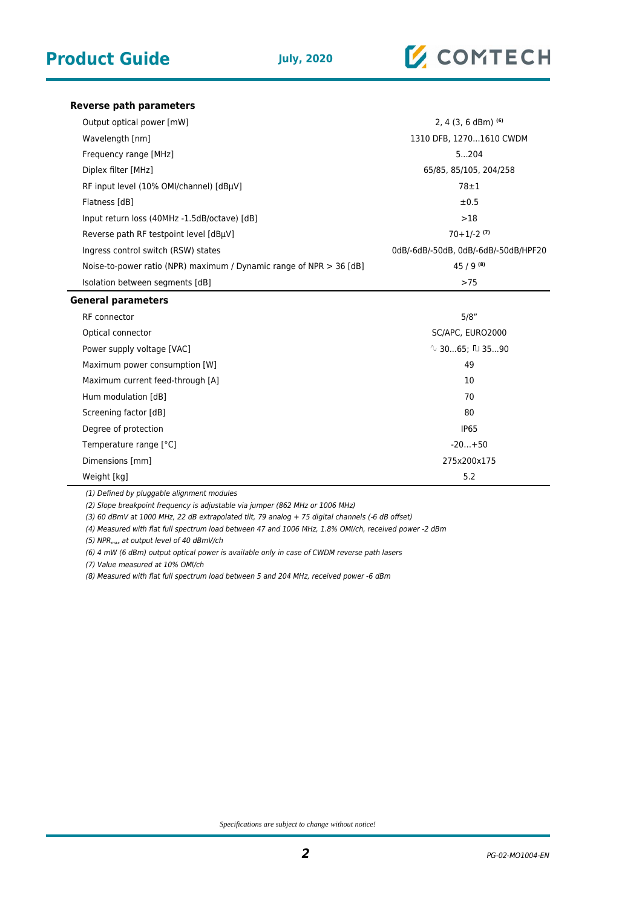| Reverse path parameters | |
|---|---|
| Output optical power [mW] | 2, 4 (3, 6 dBm) [(6)] |
| Wavelength [nm] | 1310 DFB, 1270...1610 CWDM |
| Frequency range [MHz] | 5...204 |
| Diplex filter [MHz] | 65/85, 85/105, 204/258 |
| RF input level (10% OMI/channel) [dBµV] | 78±1 |
| Flatness [dB] | ±0.5 |
| Input return loss (40MHz -1.5dB/octave) [dB] | >18 |
| Reverse path RF testpoint level [dBµV] | 70+1/-2 [(7)] |
| Ingress control switch (RSW) states | 0dB/-6dB/-50dB, 0dB/-6dB/-50dB/HPF20 |
| Noise-to-power ratio (NPR) maximum / Dynamic range of NPR > 36 [dB] | 45 / 9 [(8)] |
| Isolation between segments [dB] | >75 |

| General parameters | |
|---|---|
| RF connector | 5/8" |
| Optical connector | SC/APC, EURO2000 |
| Power supply voltage [VAC] | ∿ 30...65; ⊓⊔ 35...90 |
| Maximum power consumption [W] | 49 |
| Maximum current feed-through [A] | 10 |
| Hum modulation [dB] | 70 |
| Screening factor [dB] | 80 |
| Degree of protection | IP65 |
| Temperature range [°C] | -20...+50 |
| Dimensions [mm] | 275x200x175 |
| Weight [kg] | 5.2 |

*(1) Defined by pluggable alignment modules*

*(2) Slope breakpoint frequency is adjustable via jumper (862 MHz or 1006 MHz)*

*(3) 60 dBmV at 1000 MHz, 22 dB extrapolated tilt, 79 analog + 75 digital channels (-6 dB offset)*

*(4) Measured with flat full spectrum load between 47 and 1006 MHz, 1.8% OMI/ch, received power -2 dBm*

*(5) $NPR_{max}$ at output level of 40 dBmV/ch*

*(6) 4 mW (6 dBm) output optical power is available only in case of CWDM reverse path lasers*

*(7) Value measured at 10% OMI/ch*

*(8) Measured with flat full spectrum load between 5 and 204 MHz, received power -6 dBm*

*Specifications are subject to change without notice!*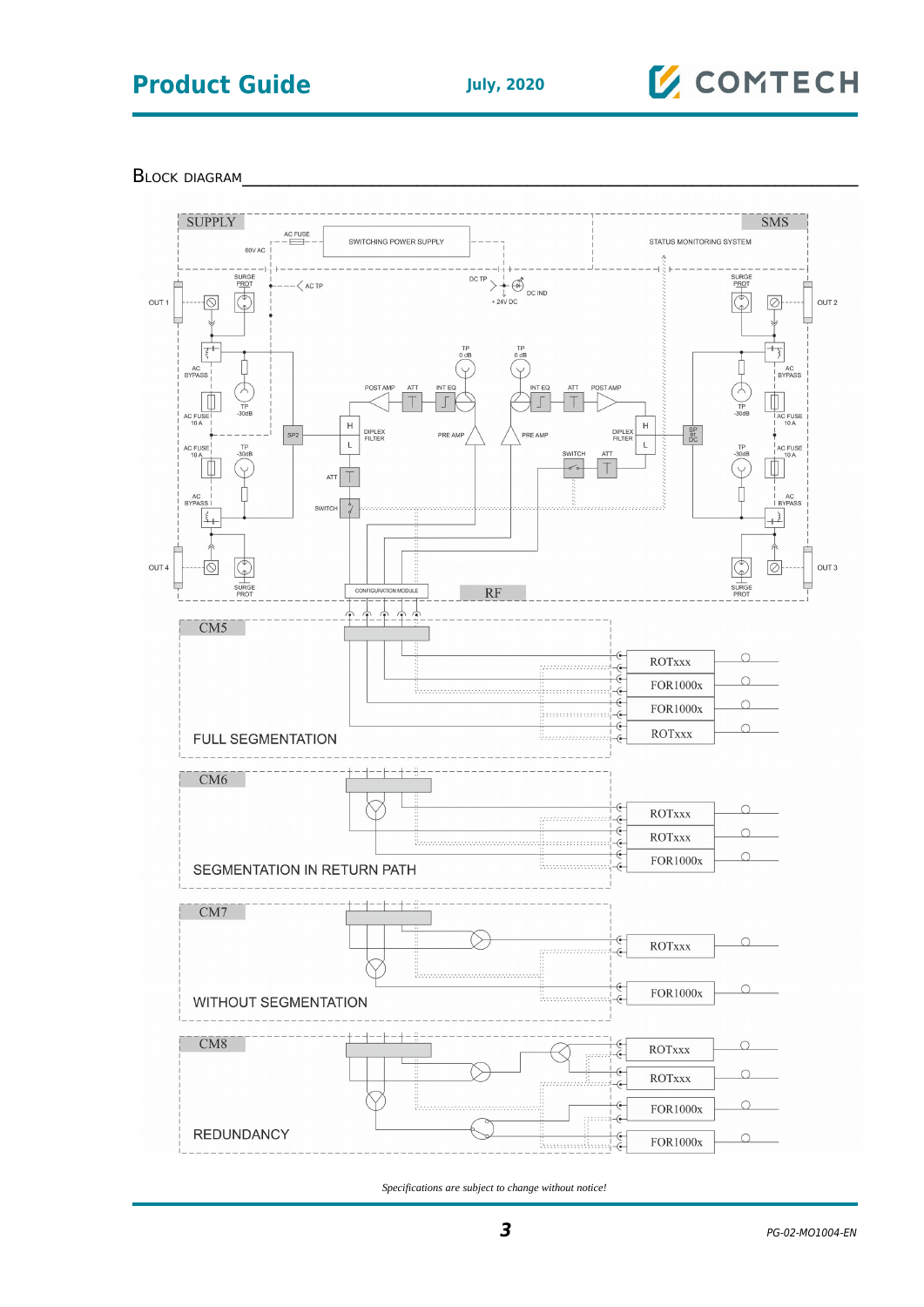## Block diagram

SUPPLY

AC FUSE

SWITCHING POWER SUPPLY

60V AC

SMS

STATUS MONITORING SYSTEM

SURGE PROT

OUT 1

AC TP

DC TP

DC IND

+ 24V DC

SURGE PROT

OUT 2

AC BYPASS

TP 0 dB

TP 0 dB

AC BYPASS

POST AMP

ATT

INT EQ

INT EQ

ATT

POST AMP

TP -30dB

TP -30dB

AC FUSE 10 A

AC FUSE 10 A

SP2

H

DIPLEX FILTER

PRE AMP

PRE AMP

DIPLEX FILTER

H

SP or DC

L

L

AC FUSE 10 A

TP -30dB

SWITCH

ATT

TP -30dB

AC FUSE 10 A

ATT

AC BYPASS

AC BYPASS

SWITCH

OUT 4

OUT 3

SURGE PROT

CONFIGURATION MODULE

RF

SURGE PROT

CM5

ROTxxx

FOR1000x

FOR1000x

ROTxxx

FULL SEGMENTATION

CM6

ROTxxx

ROTxxx

FOR1000x

SEGMENTATION IN RETURN PATH

CM7

ROTxxx

FOR1000x

WITHOUT SEGMENTATION

CM8

ROTxxx

ROTxxx

FOR1000x

FOR1000x

REDUNDANCY

*Specifications are subject to change without notice!*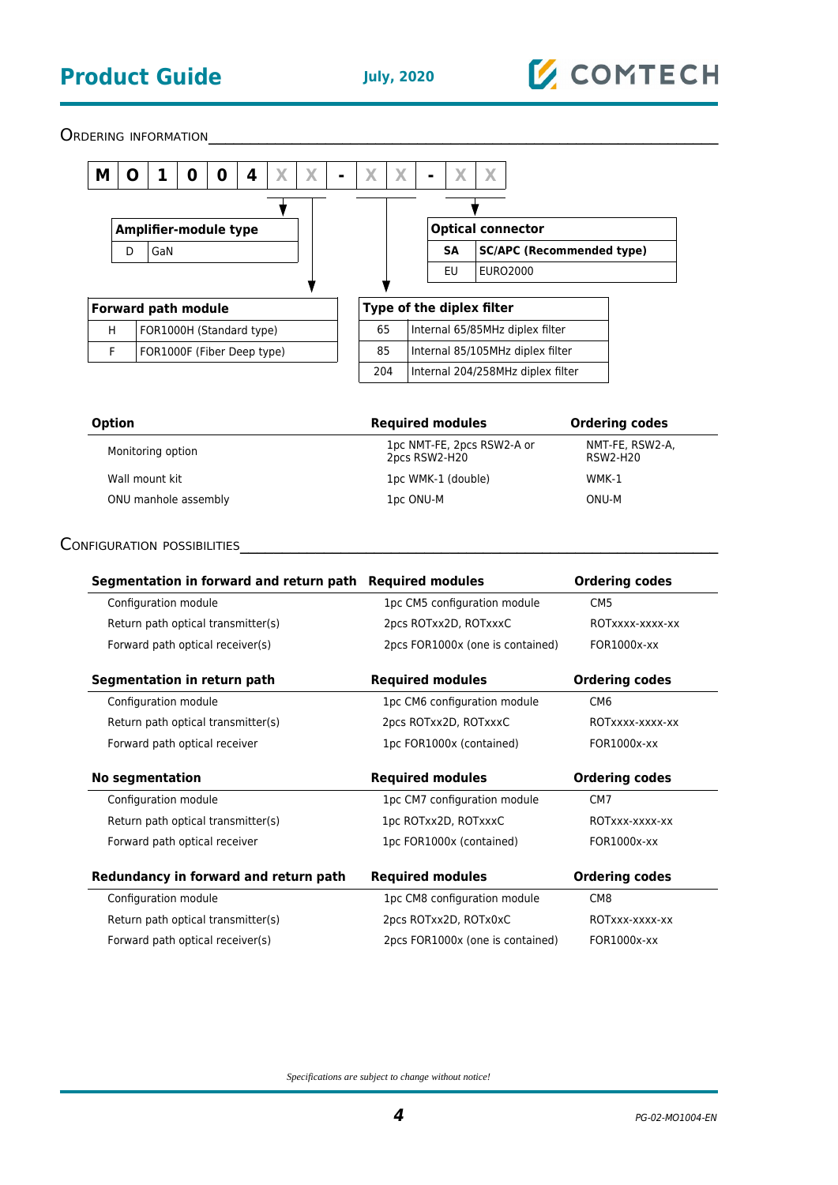## Ordering information

| M | O | 1 | 0 | 0 | 4 | X | X | - | X | X | - | X | X |
|---|---|---|---|---|---|---|---|---|---|---|---|---|---|

| Amplifier-module type | |
|---|---|
| D | GaN |

| Forward path module | |
|---|---|
| H | FOR1000H (Standard type) |
| F | FOR1000F (Fiber Deep type) |

| Type of the diplex filter | |
|---|---|
| 65 | Internal 65/85MHz diplex filter |
| 85 | Internal 85/105MHz diplex filter |
| 204 | Internal 204/258MHz diplex filter |

| Optical connector | |
|---|---|
| **SA** | **SC/APC (Recommended type)** |
| EU | EURO2000 |

| Option | Required modules | Ordering codes |
|---|---|---|
| Monitoring option | 1pc NMT-FE, 2pcs RSW2-A or 2pcs RSW2-H20 | NMT-FE, RSW2-A, RSW2-H20 |
| Wall mount kit | 1pc WMK-1 (double) | WMK-1 |
| ONU manhole assembly | 1pc ONU-M | ONU-M |

## Configuration possibilities

| Segmentation in forward and return path | Required modules | Ordering codes |
|---|---|---|
| Configuration module | 1pc CM5 configuration module | CM5 |
| Return path optical transmitter(s) | 2pcs ROTxx2D, ROTxxxC | ROTxxxx-xxxx-xx |
| Forward path optical receiver(s) | 2pcs FOR1000x (one is contained) | FOR1000x-xx |

| Segmentation in return path | Required modules | Ordering codes |
|---|---|---|
| Configuration module | 1pc CM6 configuration module | CM6 |
| Return path optical transmitter(s) | 2pcs ROTxx2D, ROTxxxC | ROTxxxx-xxxx-xx |
| Forward path optical receiver | 1pc FOR1000x (contained) | FOR1000x-xx |

| No segmentation | Required modules | Ordering codes |
|---|---|---|
| Configuration module | 1pc CM7 configuration module | CM7 |
| Return path optical transmitter(s) | 1pc ROTxx2D, ROTxxxC | ROTxxx-xxxx-xx |
| Forward path optical receiver | 1pc FOR1000x (contained) | FOR1000x-xx |

| Redundancy in forward and return path | Required modules | Ordering codes |
|---|---|---|
| Configuration module | 1pc CM8 configuration module | CM8 |
| Return path optical transmitter(s) | 2pcs ROTxx2D, ROTx0xC | ROTxxx-xxxx-xx |
| Forward path optical receiver(s) | 2pcs FOR1000x (one is contained) | FOR1000x-xx |

*Specifications are subject to change without notice!*